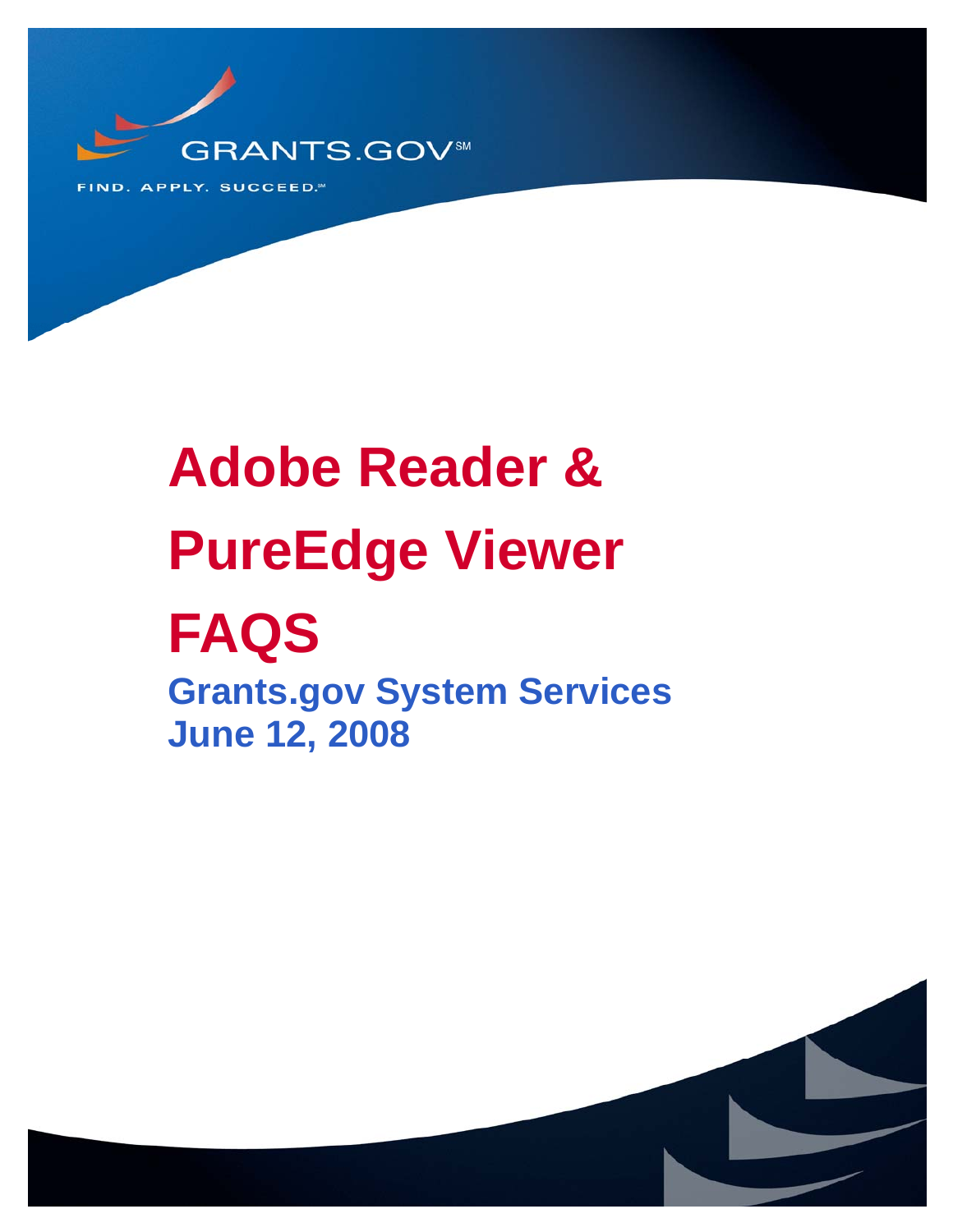GRANTS.GOV℠

FIND. APPLY. SUCCEED.℠

# Adobe Reader & PureEdge Viewer FAQS

## Grants.gov System Services
## June 12, 2008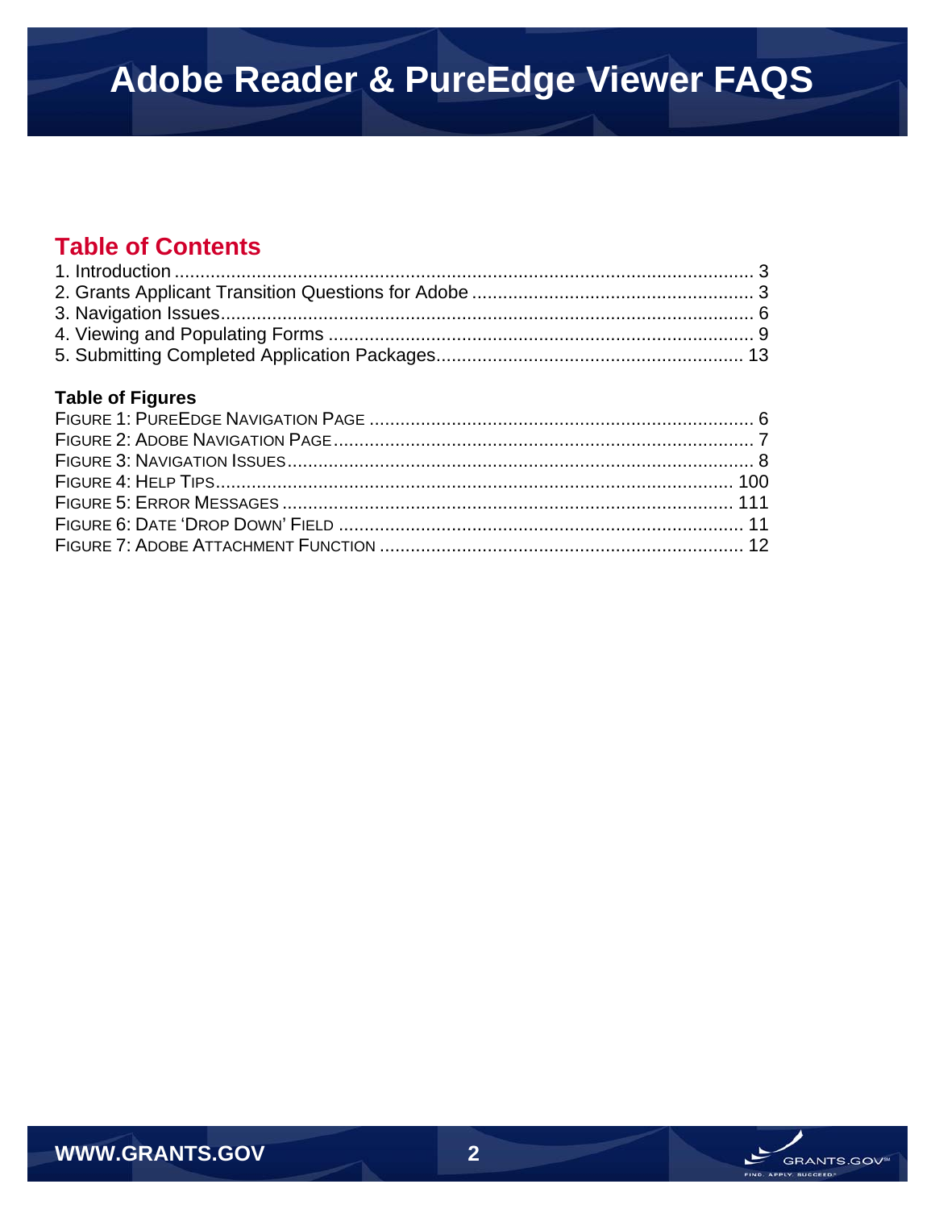## Table of Contents

1. Introduction .......................................................................................................... 3
2. Grants Applicant Transition Questions for Adobe ....................................................... 3
3. Navigation Issues ...................................................................................................... 6
4. Viewing and Populating Forms ................................................................................... 9
5. Submitting Completed Application Packages ............................................................. 13

### Table of Figures

FIGURE 1: PUREEDGE NAVIGATION PAGE .......................................................................... 6
FIGURE 2: ADOBE NAVIGATION PAGE ................................................................................ 7
FIGURE 3: NAVIGATION ISSUES ......................................................................................... 8
FIGURE 4: HELP TIPS ..................................................................................................... 100
FIGURE 5: ERROR MESSAGES ......................................................................................... 111
FIGURE 6: DATE 'DROP DOWN' FIELD ................................................................................ 11
FIGURE 7: ADOBE ATTACHMENT FUNCTION ....................................................................... 12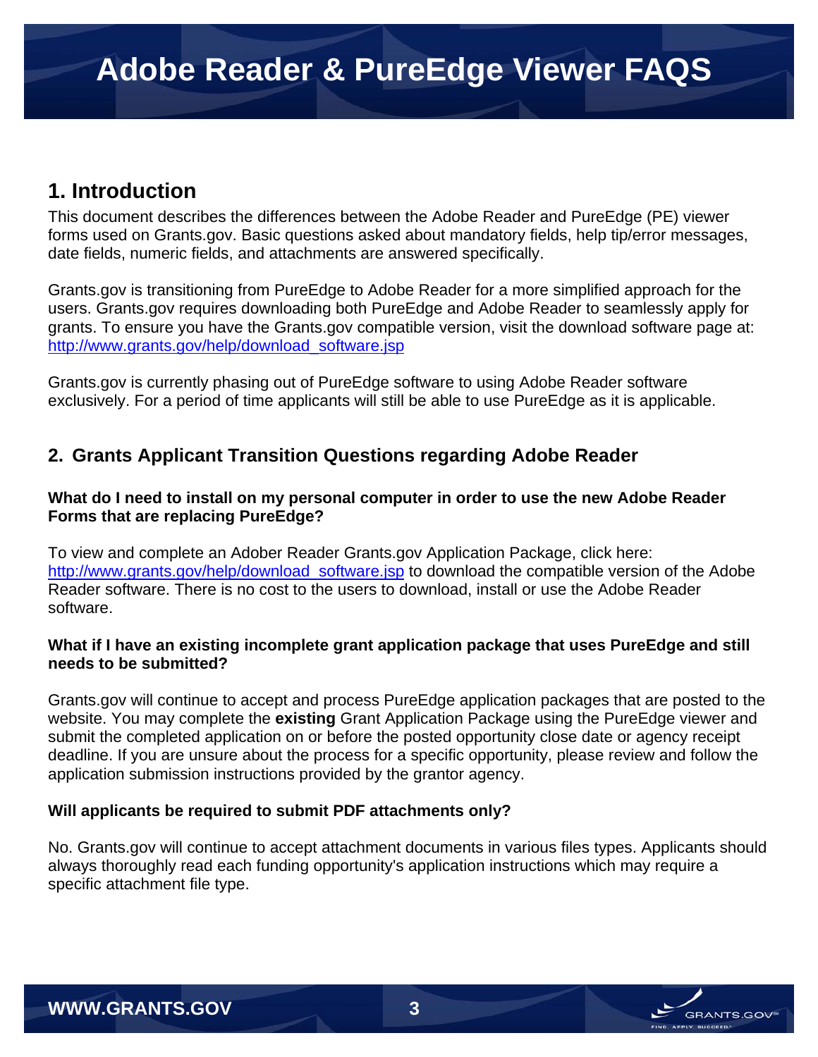# Adobe Reader & PureEdge Viewer FAQS

## 1. Introduction

This document describes the differences between the Adobe Reader and PureEdge (PE) viewer forms used on Grants.gov. Basic questions asked about mandatory fields, help tip/error messages, date fields, numeric fields, and attachments are answered specifically.

Grants.gov is transitioning from PureEdge to Adobe Reader for a more simplified approach for the users. Grants.gov requires downloading both PureEdge and Adobe Reader to seamlessly apply for grants. To ensure you have the Grants.gov compatible version, visit the download software page at: http://www.grants.gov/help/download_software.jsp

Grants.gov is currently phasing out of PureEdge software to using Adobe Reader software exclusively. For a period of time applicants will still be able to use PureEdge as it is applicable.

## 2. Grants Applicant Transition Questions regarding Adobe Reader

**What do I need to install on my personal computer in order to use the new Adobe Reader Forms that are replacing PureEdge?**

To view and complete an Adober Reader Grants.gov Application Package, click here: http://www.grants.gov/help/download_software.jsp to download the compatible version of the Adobe Reader software. There is no cost to the users to download, install or use the Adobe Reader software.

**What if I have an existing incomplete grant application package that uses PureEdge and still needs to be submitted?**

Grants.gov will continue to accept and process PureEdge application packages that are posted to the website. You may complete the **existing** Grant Application Package using the PureEdge viewer and submit the completed application on or before the posted opportunity close date or agency receipt deadline. If you are unsure about the process for a specific opportunity, please review and follow the application submission instructions provided by the grantor agency.

**Will applicants be required to submit PDF attachments only?**

No. Grants.gov will continue to accept attachment documents in various files types. Applicants should always thoroughly read each funding opportunity's application instructions which may require a specific attachment file type.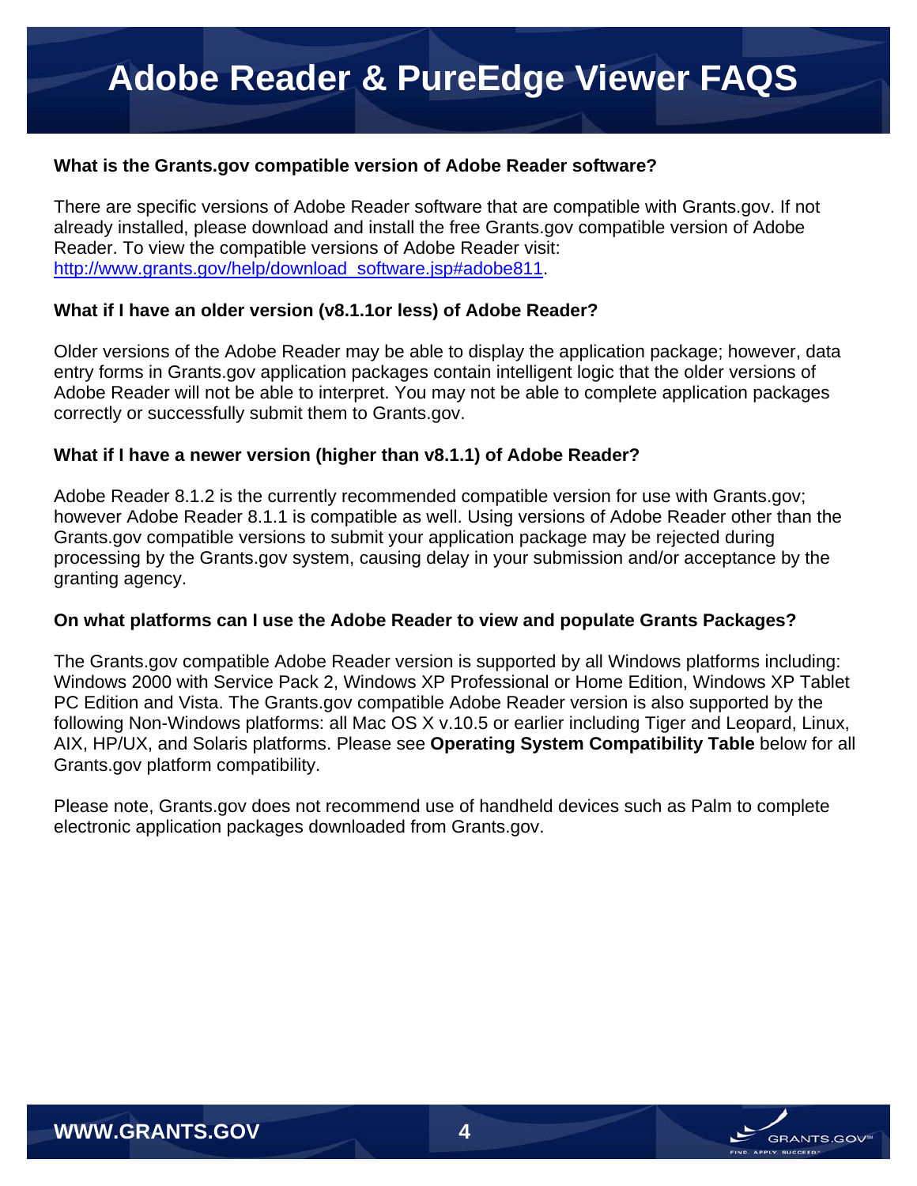# Adobe Reader & PureEdge Viewer FAQS

**What is the Grants.gov compatible version of Adobe Reader software?**

There are specific versions of Adobe Reader software that are compatible with Grants.gov. If not already installed, please download and install the free Grants.gov compatible version of Adobe Reader. To view the compatible versions of Adobe Reader visit: [http://www.grants.gov/help/download_software.jsp#adobe811](http://www.grants.gov/help/download_software.jsp#adobe811).

**What if I have an older version (v8.1.1or less) of Adobe Reader?**

Older versions of the Adobe Reader may be able to display the application package; however, data entry forms in Grants.gov application packages contain intelligent logic that the older versions of Adobe Reader will not be able to interpret. You may not be able to complete application packages correctly or successfully submit them to Grants.gov.

**What if I have a newer version (higher than v8.1.1) of Adobe Reader?**

Adobe Reader 8.1.2 is the currently recommended compatible version for use with Grants.gov; however Adobe Reader 8.1.1 is compatible as well. Using versions of Adobe Reader other than the Grants.gov compatible versions to submit your application package may be rejected during processing by the Grants.gov system, causing delay in your submission and/or acceptance by the granting agency.

**On what platforms can I use the Adobe Reader to view and populate Grants Packages?**

The Grants.gov compatible Adobe Reader version is supported by all Windows platforms including: Windows 2000 with Service Pack 2, Windows XP Professional or Home Edition, Windows XP Tablet PC Edition and Vista. The Grants.gov compatible Adobe Reader version is also supported by the following Non-Windows platforms: all Mac OS X v.10.5 or earlier including Tiger and Leopard, Linux, AIX, HP/UX, and Solaris platforms. Please see **Operating System Compatibility Table** below for all Grants.gov platform compatibility.

Please note, Grants.gov does not recommend use of handheld devices such as Palm to complete electronic application packages downloaded from Grants.gov.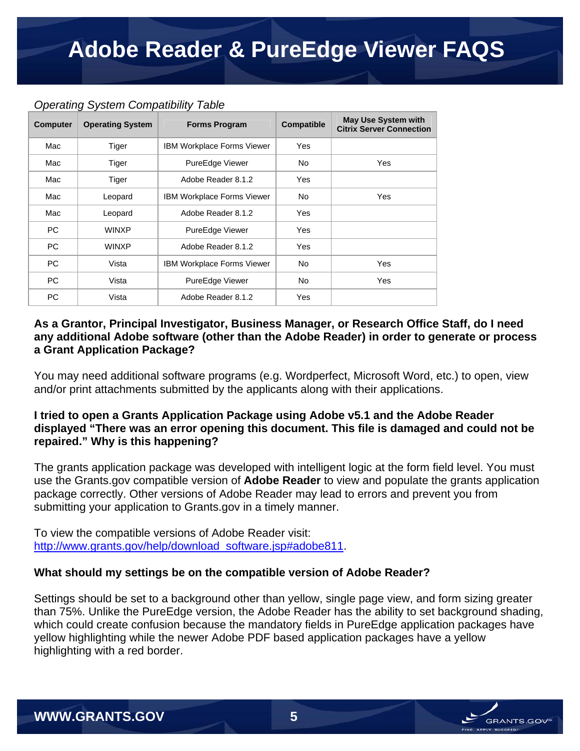# Adobe Reader & PureEdge Viewer FAQS

*Operating System Compatibility Table*

| Computer | Operating System | Forms Program | Compatible | May Use System with Citrix Server Connection |
|---|---|---|---|---|
| Mac | Tiger | IBM Workplace Forms Viewer | Yes | |
| Mac | Tiger | PureEdge Viewer | No | Yes |
| Mac | Tiger | Adobe Reader 8.1.2 | Yes | |
| Mac | Leopard | IBM Workplace Forms Viewer | No | Yes |
| Mac | Leopard | Adobe Reader 8.1.2 | Yes | |
| PC | WINXP | PureEdge Viewer | Yes | |
| PC | WINXP | Adobe Reader 8.1.2 | Yes | |
| PC | Vista | IBM Workplace Forms Viewer | No | Yes |
| PC | Vista | PureEdge Viewer | No | Yes |
| PC | Vista | Adobe Reader 8.1.2 | Yes | |

**As a Grantor, Principal Investigator, Business Manager, or Research Office Staff, do I need any additional Adobe software (other than the Adobe Reader) in order to generate or process a Grant Application Package?**

You may need additional software programs (e.g. Wordperfect, Microsoft Word, etc.) to open, view and/or print attachments submitted by the applicants along with their applications.

**I tried to open a Grants Application Package using Adobe v5.1 and the Adobe Reader displayed "There was an error opening this document. This file is damaged and could not be repaired." Why is this happening?**

The grants application package was developed with intelligent logic at the form field level. You must use the Grants.gov compatible version of **Adobe Reader** to view and populate the grants application package correctly. Other versions of Adobe Reader may lead to errors and prevent you from submitting your application to Grants.gov in a timely manner.

To view the compatible versions of Adobe Reader visit: [http://www.grants.gov/help/download_software.jsp#adobe811](http://www.grants.gov/help/download_software.jsp#adobe811).

**What should my settings be on the compatible version of Adobe Reader?**

Settings should be set to a background other than yellow, single page view, and form sizing greater than 75%. Unlike the PureEdge version, the Adobe Reader has the ability to set background shading, which could create confusion because the mandatory fields in PureEdge application packages have yellow highlighting while the newer Adobe PDF based application packages have a yellow highlighting with a red border.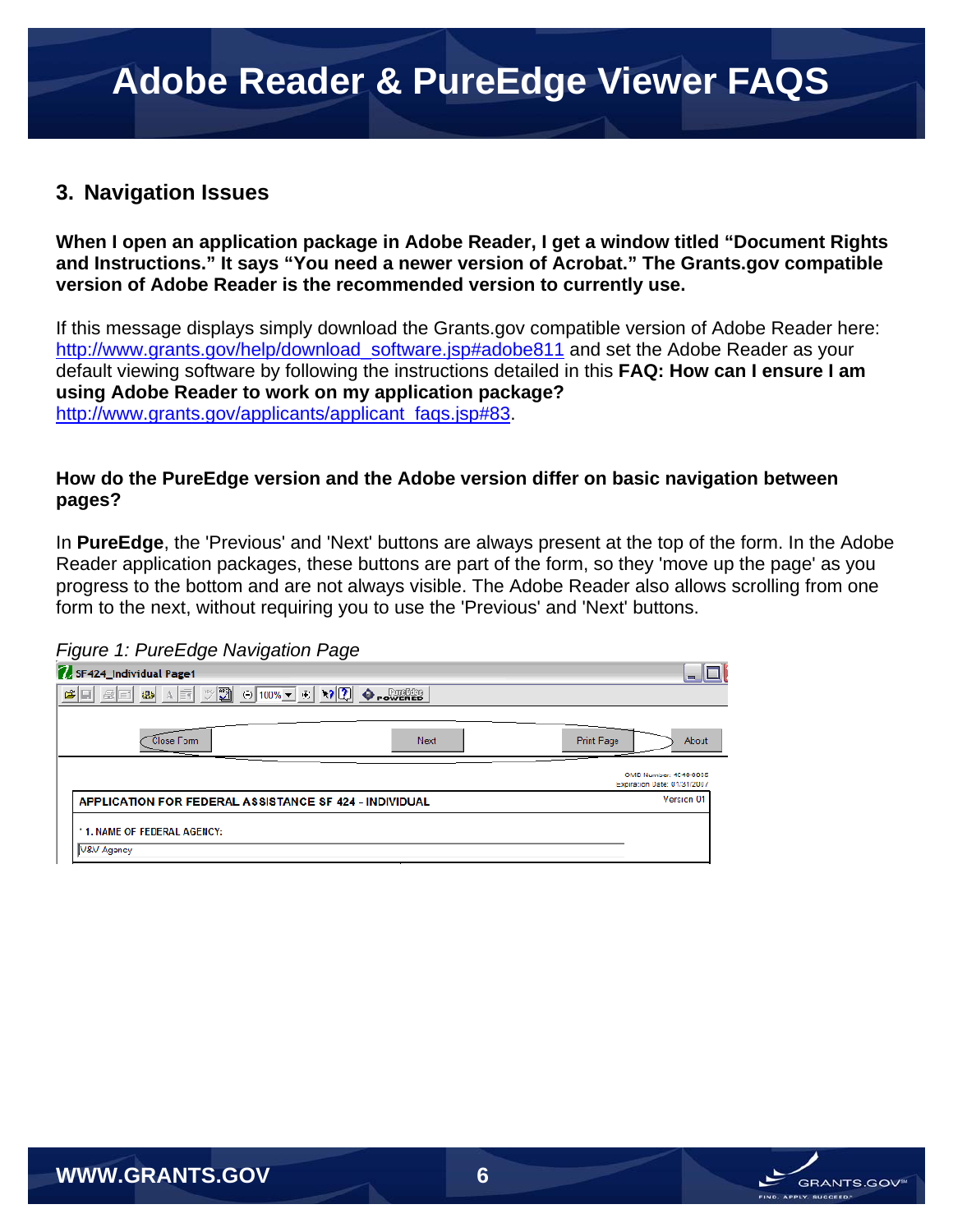## 3. Navigation Issues

**When I open an application package in Adobe Reader, I get a window titled "Document Rights and Instructions." It says "You need a newer version of Acrobat." The Grants.gov compatible version of Adobe Reader is the recommended version to currently use.**

If this message displays simply download the Grants.gov compatible version of Adobe Reader here: http://www.grants.gov/help/download_software.jsp#adobe811 and set the Adobe Reader as your default viewing software by following the instructions detailed in this **FAQ: How can I ensure I am using Adobe Reader to work on my application package?** http://www.grants.gov/applicants/applicant_faqs.jsp#83.

**How do the PureEdge version and the Adobe version differ on basic navigation between pages?**

In **PureEdge**, the 'Previous' and 'Next' buttons are always present at the top of the form. In the Adobe Reader application packages, these buttons are part of the form, so they 'move up the page' as you progress to the bottom and are not always visible. The Adobe Reader also allows scrolling from one form to the next, without requiring you to use the 'Previous' and 'Next' buttons.

*Figure 1: PureEdge Navigation Page*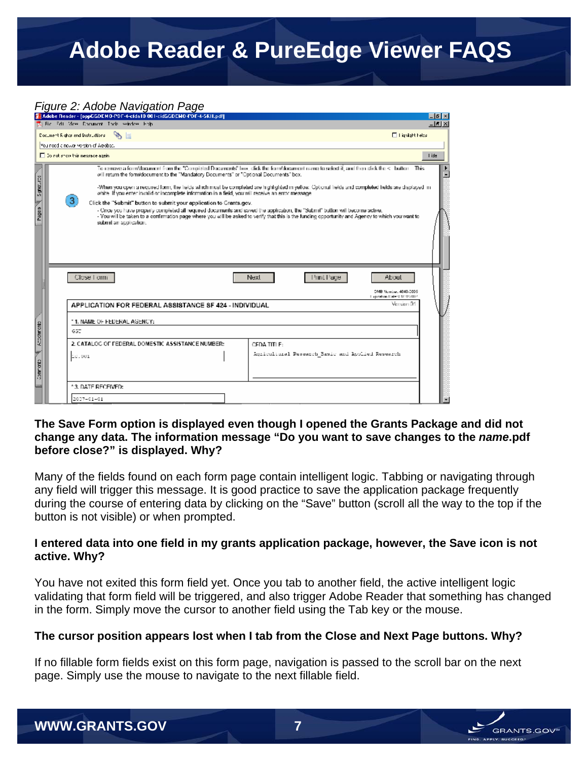# Adobe Reader & PureEdge Viewer FAQS

*Figure 2: Adobe Navigation Page*

**The Save Form option is displayed even though I opened the Grants Package and did not change any data. The information message "Do you want to save changes to the *name*.pdf before close?" is displayed. Why?**

Many of the fields found on each form page contain intelligent logic. Tabbing or navigating through any field will trigger this message. It is good practice to save the application package frequently during the course of entering data by clicking on the "Save" button (scroll all the way to the top if the button is not visible) or when prompted.

**I entered data into one field in my grants application package, however, the Save icon is not active. Why?**

You have not exited this form field yet. Once you tab to another field, the active intelligent logic validating that form field will be triggered, and also trigger Adobe Reader that something has changed in the form. Simply move the cursor to another field using the Tab key or the mouse.

**The cursor position appears lost when I tab from the Close and Next Page buttons. Why?**

If no fillable form fields exist on this form page, navigation is passed to the scroll bar on the next page. Simply use the mouse to navigate to the next fillable field.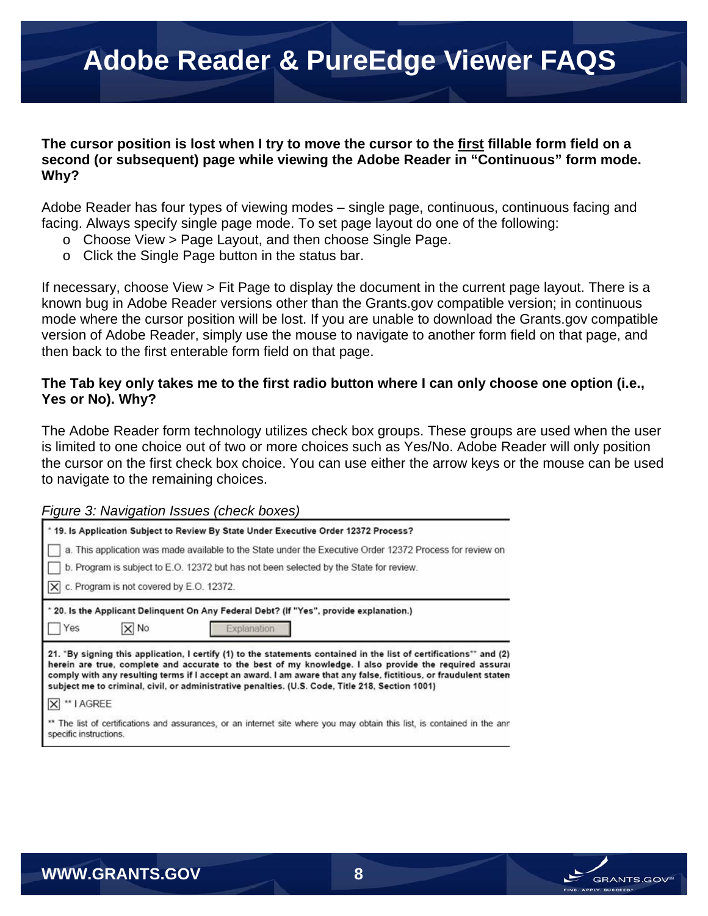# Adobe Reader & PureEdge Viewer FAQS

**The cursor position is lost when I try to move the cursor to the <u>first</u> fillable form field on a second (or subsequent) page while viewing the Adobe Reader in "Continuous" form mode. Why?**

Adobe Reader has four types of viewing modes – single page, continuous, continuous facing and facing. Always specify single page mode. To set page layout do one of the following:

- Choose View > Page Layout, and then choose Single Page.
- Click the Single Page button in the status bar.

If necessary, choose View > Fit Page to display the document in the current page layout. There is a known bug in Adobe Reader versions other than the Grants.gov compatible version; in continuous mode where the cursor position will be lost. If you are unable to download the Grants.gov compatible version of Adobe Reader, simply use the mouse to navigate to another form field on that page, and then back to the first enterable form field on that page.

**The Tab key only takes me to the first radio button where I can only choose one option (i.e., Yes or No). Why?**

The Adobe Reader form technology utilizes check box groups. These groups are used when the user is limited to one choice out of two or more choices such as Yes/No. Adobe Reader will only position the cursor on the first check box choice. You can use either the arrow keys or the mouse can be used to navigate to the remaining choices.

*Figure 3: Navigation Issues (check boxes)*

\* **19. Is Application Subject to Review By State Under Executive Order 12372 Process?**

☐ a. This application was made available to the State under the Executive Order 12372 Process for review on

☐ b. Program is subject to E.O. 12372 but has not been selected by the State for review.

☒ c. Program is not covered by E.O. 12372.

\* **20. Is the Applicant Delinquent On Any Federal Debt? (If "Yes", provide explanation.)**

☐ Yes ☒ No [Explanation]

**21. \*By signing this application, I certify (1) to the statements contained in the list of certifications\*\* and (2) herein are true, complete and accurate to the best of my knowledge. I also provide the required assura comply with any resulting terms if I accept an award. I am aware that any false, fictitious, or fraudulent staten subject me to criminal, civil, or administrative penalties. (U.S. Code, Title 218, Section 1001)**

☒ \*\* I AGREE

\*\* The list of certifications and assurances, or an internet site where you may obtain this list, is contained in the anr specific instructions.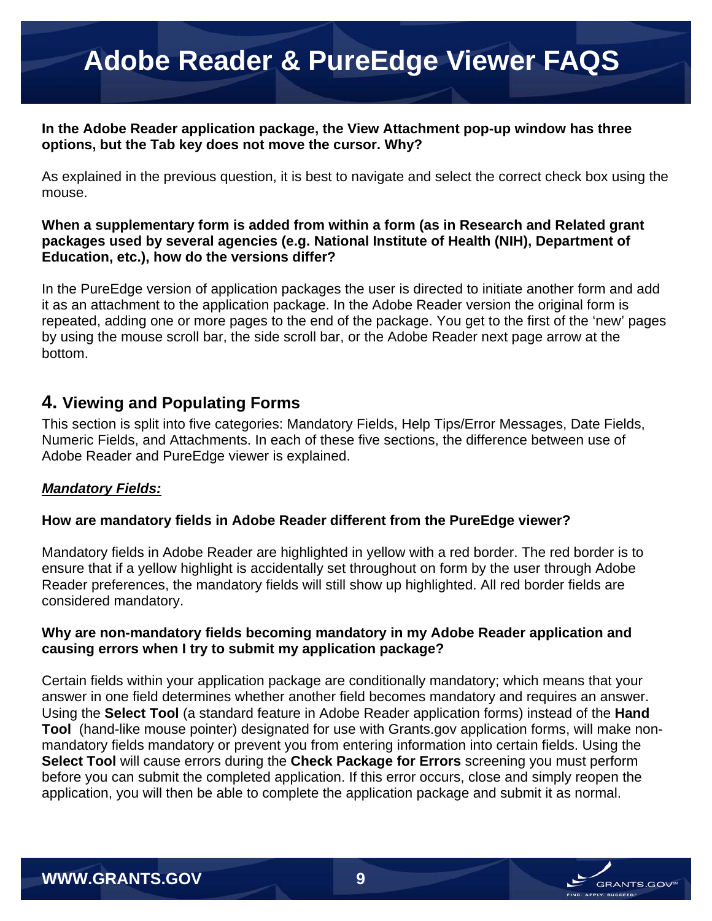**In the Adobe Reader application package, the View Attachment pop-up window has three options, but the Tab key does not move the cursor. Why?**

As explained in the previous question, it is best to navigate and select the correct check box using the mouse.

**When a supplementary form is added from within a form (as in Research and Related grant packages used by several agencies (e.g. National Institute of Health (NIH), Department of Education, etc.), how do the versions differ?**

In the PureEdge version of application packages the user is directed to initiate another form and add it as an attachment to the application package. In the Adobe Reader version the original form is repeated, adding one or more pages to the end of the package. You get to the first of the 'new' pages by using the mouse scroll bar, the side scroll bar, or the Adobe Reader next page arrow at the bottom.

## 4. Viewing and Populating Forms

This section is split into five categories: Mandatory Fields, Help Tips/Error Messages, Date Fields, Numeric Fields, and Attachments. In each of these five sections, the difference between use of Adobe Reader and PureEdge viewer is explained.

***Mandatory Fields:***

**How are mandatory fields in Adobe Reader different from the PureEdge viewer?**

Mandatory fields in Adobe Reader are highlighted in yellow with a red border. The red border is to ensure that if a yellow highlight is accidentally set throughout on form by the user through Adobe Reader preferences, the mandatory fields will still show up highlighted. All red border fields are considered mandatory.

**Why are non-mandatory fields becoming mandatory in my Adobe Reader application and causing errors when I try to submit my application package?**

Certain fields within your application package are conditionally mandatory; which means that your answer in one field determines whether another field becomes mandatory and requires an answer. Using the **Select Tool** (a standard feature in Adobe Reader application forms) instead of the **Hand Tool** (hand-like mouse pointer) designated for use with Grants.gov application forms, will make non-mandatory fields mandatory or prevent you from entering information into certain fields. Using the **Select Tool** will cause errors during the **Check Package for Errors** screening you must perform before you can submit the completed application. If this error occurs, close and simply reopen the application, you will then be able to complete the application package and submit it as normal.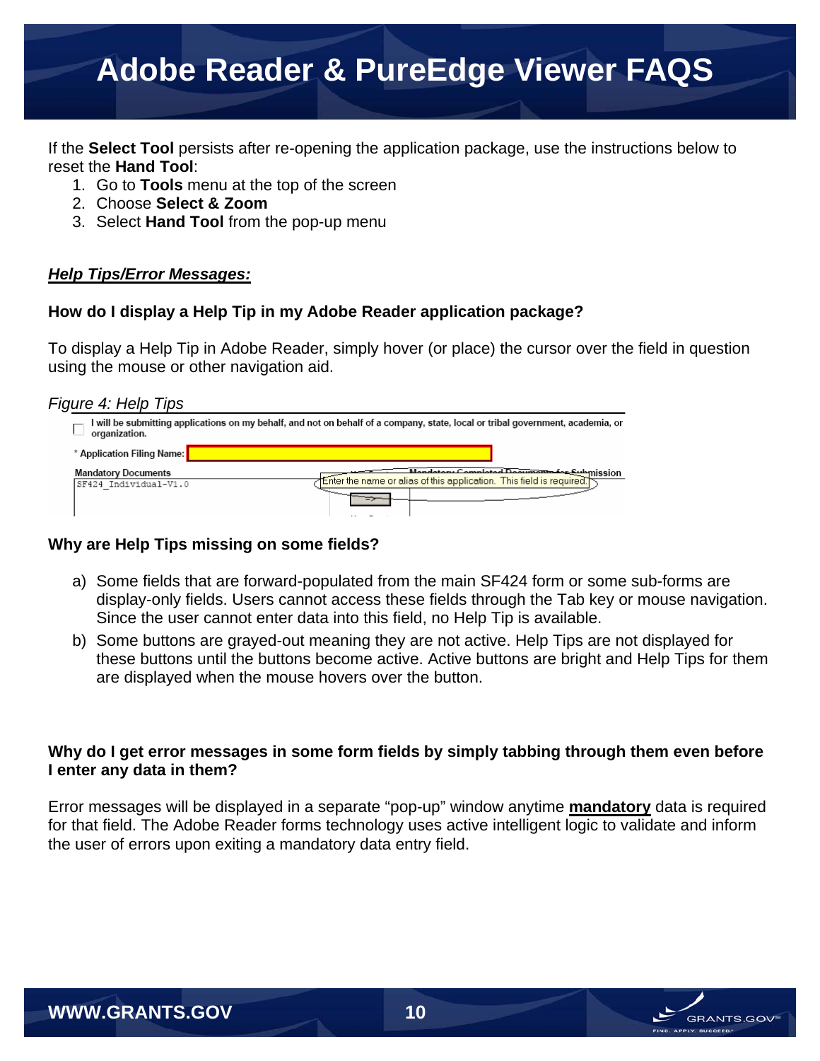If the **Select Tool** persists after re-opening the application package, use the instructions below to reset the **Hand Tool**:

1. Go to **Tools** menu at the top of the screen
2. Choose **Select & Zoom**
3. Select **Hand Tool** from the pop-up menu

***<u>Help Tips/Error Messages:</u>***

**How do I display a Help Tip in my Adobe Reader application package?**

To display a Help Tip in Adobe Reader, simply hover (or place) the cursor over the field in question using the mouse or other navigation aid.

*Figure 4: Help Tips*

**Why are Help Tips missing on some fields?**

a) Some fields that are forward-populated from the main SF424 form or some sub-forms are display-only fields. Users cannot access these fields through the Tab key or mouse navigation. Since the user cannot enter data into this field, no Help Tip is available.

b) Some buttons are grayed-out meaning they are not active. Help Tips are not displayed for these buttons until the buttons become active. Active buttons are bright and Help Tips for them are displayed when the mouse hovers over the button.

**Why do I get error messages in some form fields by simply tabbing through them even before I enter any data in them?**

Error messages will be displayed in a separate "pop-up" window anytime **<u>mandatory</u>** data is required for that field. The Adobe Reader forms technology uses active intelligent logic to validate and inform the user of errors upon exiting a mandatory data entry field.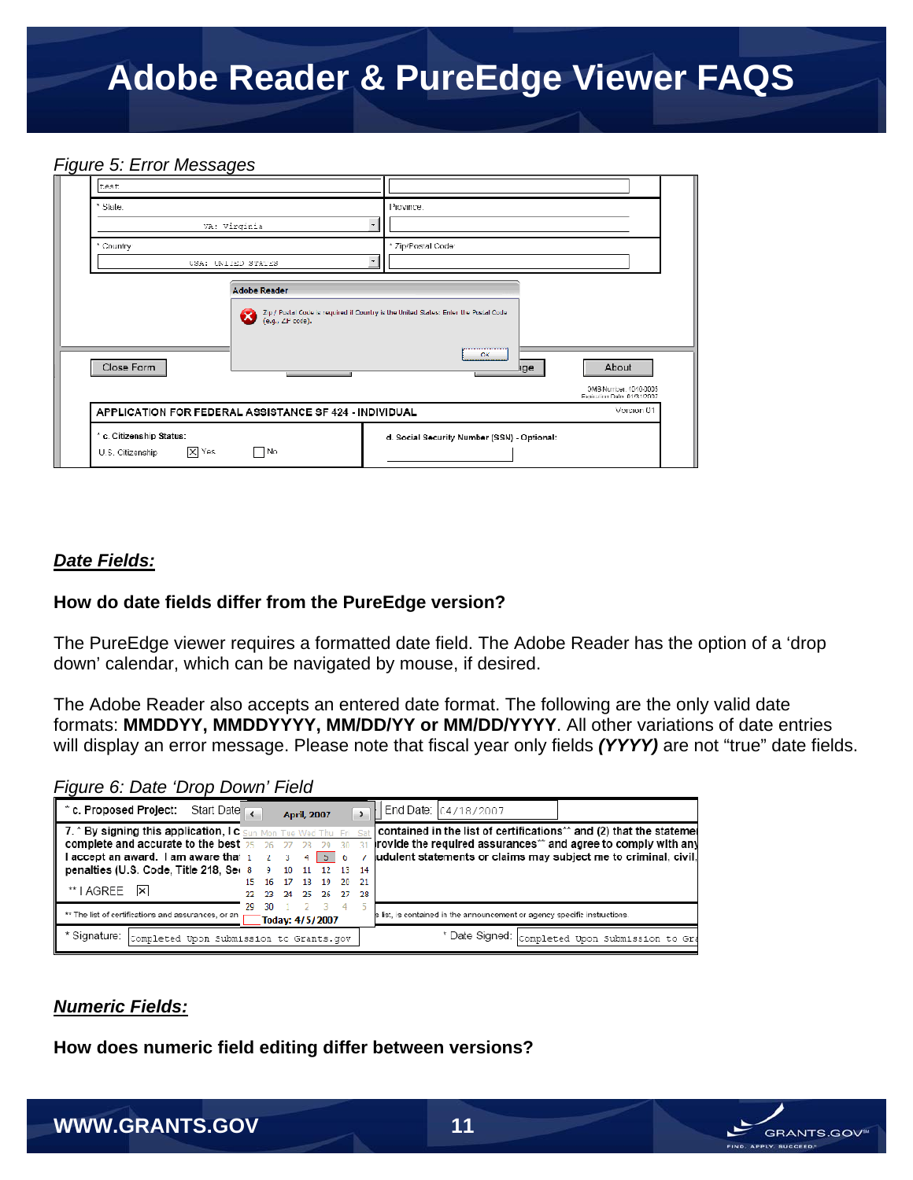*Figure 5: Error Messages*

## *Date Fields:*

**How do date fields differ from the PureEdge version?**

The PureEdge viewer requires a formatted date field. The Adobe Reader has the option of a 'drop down' calendar, which can be navigated by mouse, if desired.

The Adobe Reader also accepts an entered date format. The following are the only valid date formats: **MMDDYY, MMDDYYYY, MM/DD/YY or MM/DD/YYYY**. All other variations of date entries will display an error message. Please note that fiscal year only fields ***(YYYY)*** are not "true" date fields.

*Figure 6: Date 'Drop Down' Field*

## *Numeric Fields:*

**How does numeric field editing differ between versions?**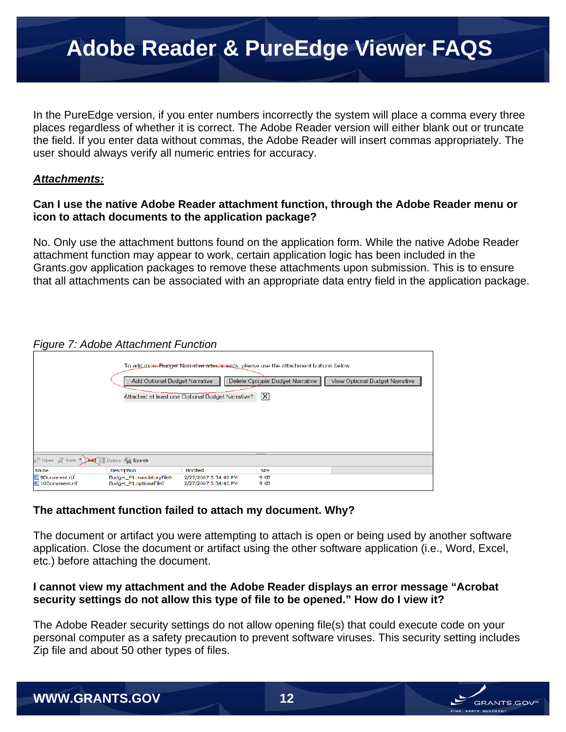In the PureEdge version, if you enter numbers incorrectly the system will place a comma every three places regardless of whether it is correct. The Adobe Reader version will either blank out or truncate the field. If you enter data without commas, the Adobe Reader will insert commas appropriately. The user should always verify all numeric entries for accuracy.

***Attachments:***

**Can I use the native Adobe Reader attachment function, through the Adobe Reader menu or icon to attach documents to the application package?**

No. Only use the attachment buttons found on the application form. While the native Adobe Reader attachment function may appear to work, certain application logic has been included in the Grants.gov application packages to remove these attachments upon submission. This is to ensure that all attachments can be associated with an appropriate data entry field in the application package.

*Figure 7: Adobe Attachment Function*

**The attachment function failed to attach my document. Why?**

The document or artifact you were attempting to attach is open or being used by another software application. Close the document or artifact using the other software application (i.e., Word, Excel, etc.) before attaching the document.

**I cannot view my attachment and the Adobe Reader displays an error message "Acrobat security settings do not allow this type of file to be opened." How do I view it?**

The Adobe Reader security settings do not allow opening file(s) that could execute code on your personal computer as a safety precaution to prevent software viruses. This security setting includes Zip file and about 50 other types of files.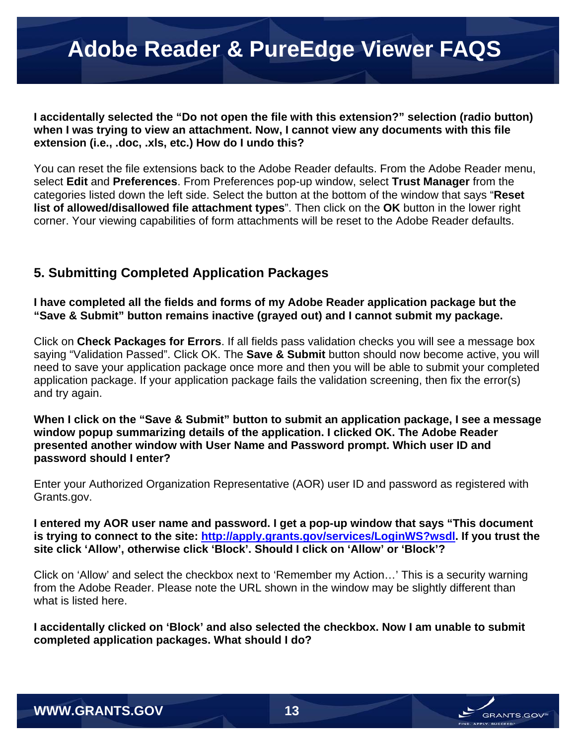**I accidentally selected the “Do not open the file with this extension?” selection (radio button) when I was trying to view an attachment. Now, I cannot view any documents with this file extension (i.e., .doc, .xls, etc.) How do I undo this?**

You can reset the file extensions back to the Adobe Reader defaults. From the Adobe Reader menu, select **Edit** and **Preferences**. From Preferences pop-up window, select **Trust Manager** from the categories listed down the left side. Select the button at the bottom of the window that says “**Reset list of allowed/disallowed file attachment types**”. Then click on the **OK** button in the lower right corner. Your viewing capabilities of form attachments will be reset to the Adobe Reader defaults.

## 5. Submitting Completed Application Packages

**I have completed all the fields and forms of my Adobe Reader application package but the “Save & Submit” button remains inactive (grayed out) and I cannot submit my package.**

Click on **Check Packages for Errors**. If all fields pass validation checks you will see a message box saying “Validation Passed”. Click OK. The **Save & Submit** button should now become active, you will need to save your application package once more and then you will be able to submit your completed application package. If your application package fails the validation screening, then fix the error(s) and try again.

**When I click on the “Save & Submit” button to submit an application package, I see a message window popup summarizing details of the application. I clicked OK. The Adobe Reader presented another window with User Name and Password prompt. Which user ID and password should I enter?**

Enter your Authorized Organization Representative (AOR) user ID and password as registered with Grants.gov.

**I entered my AOR user name and password. I get a pop-up window that says “This document is trying to connect to the site: http://apply.grants.gov/services/LoginWS?wsdl. If you trust the site click ‘Allow’, otherwise click ‘Block’. Should I click on ‘Allow’ or ‘Block’?**

Click on ‘Allow’ and select the checkbox next to ‘Remember my Action…’ This is a security warning from the Adobe Reader. Please note the URL shown in the window may be slightly different than what is listed here.

**I accidentally clicked on ‘Block’ and also selected the checkbox. Now I am unable to submit completed application packages. What should I do?**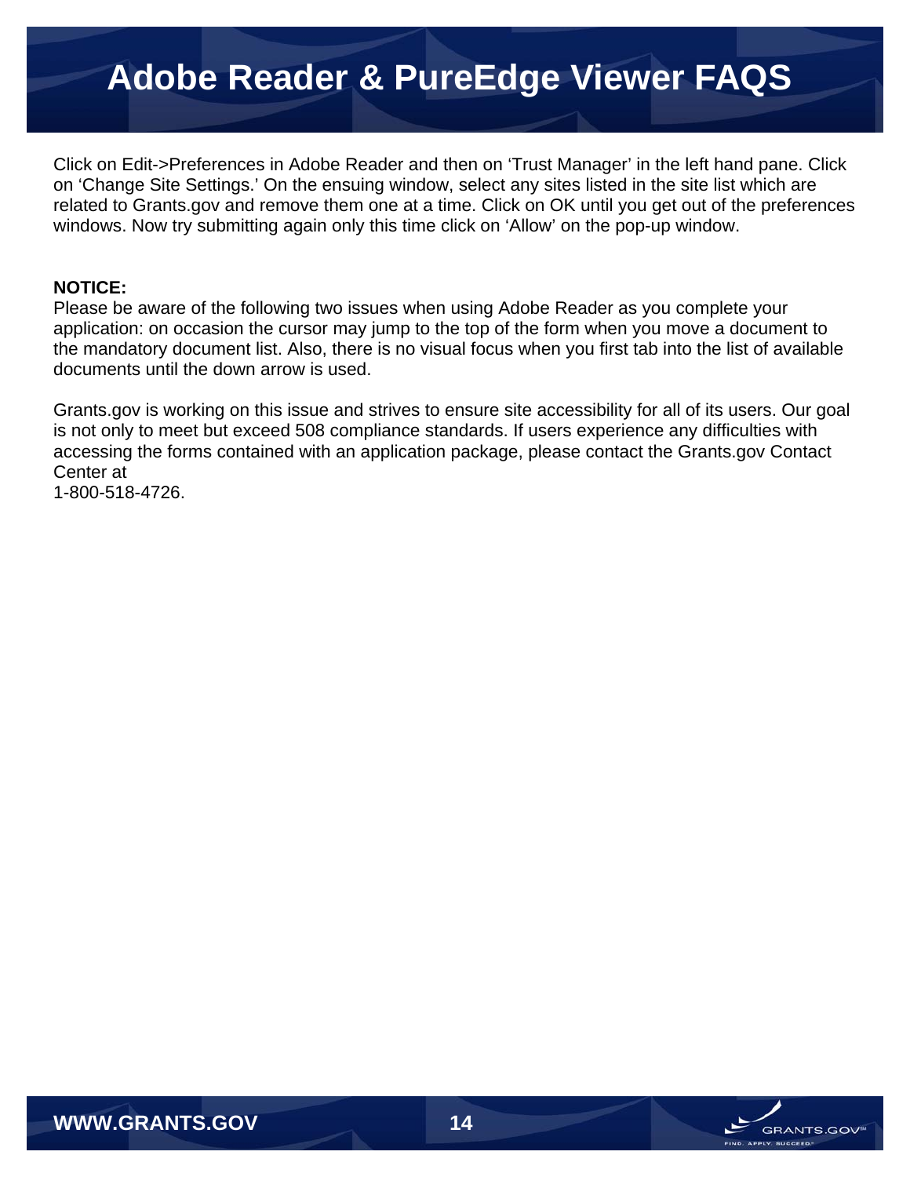# Adobe Reader & PureEdge Viewer FAQS

Click on Edit->Preferences in Adobe Reader and then on 'Trust Manager' in the left hand pane. Click on 'Change Site Settings.' On the ensuing window, select any sites listed in the site list which are related to Grants.gov and remove them one at a time. Click on OK until you get out of the preferences windows. Now try submitting again only this time click on 'Allow' on the pop-up window.

**NOTICE:**
Please be aware of the following two issues when using Adobe Reader as you complete your application: on occasion the cursor may jump to the top of the form when you move a document to the mandatory document list. Also, there is no visual focus when you first tab into the list of available documents until the down arrow is used.

Grants.gov is working on this issue and strives to ensure site accessibility for all of its users. Our goal is not only to meet but exceed 508 compliance standards. If users experience any difficulties with accessing the forms contained with an application package, please contact the Grants.gov Contact Center at
1-800-518-4726.